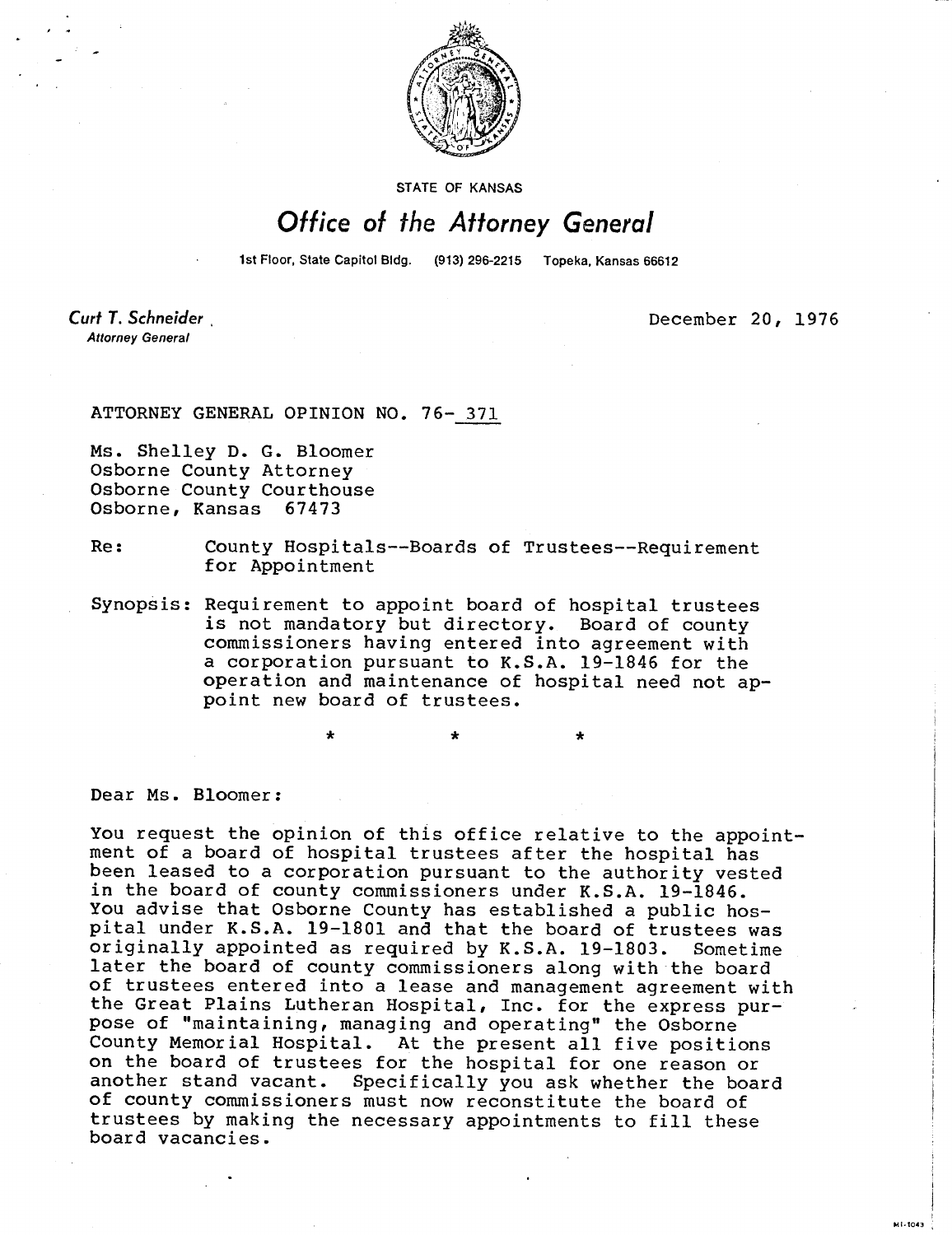STATE OF KANSAS

# Office of the Attorney General

1st Floor, State Capitol Bldg. (913) 296-2215 Topeka, Kansas 66612

*Curt T. Schneider*
Attorney General

December 20, 1976

ATTORNEY GENERAL OPINION NO. 76- 371

Ms. Shelley D. G. Bloomer
Osborne County Attorney
Osborne County Courthouse
Osborne, Kansas 67473

Re: County Hospitals--Boards of Trustees--Requirement for Appointment

Synopsis: Requirement to appoint board of hospital trustees is not mandatory but directory. Board of county commissioners having entered into agreement with a corporation pursuant to K.S.A. 19-1846 for the operation and maintenance of hospital need not appoint new board of trustees.

\* \* \*

Dear Ms. Bloomer:

You request the opinion of this office relative to the appointment of a board of hospital trustees after the hospital has been leased to a corporation pursuant to the authority vested in the board of county commissioners under K.S.A. 19-1846. You advise that Osborne County has established a public hospital under K.S.A. 19-1801 and that the board of trustees was originally appointed as required by K.S.A. 19-1803. Sometime later the board of county commissioners along with the board of trustees entered into a lease and management agreement with the Great Plains Lutheran Hospital, Inc. for the express purpose of "maintaining, managing and operating" the Osborne County Memorial Hospital. At the present all five positions on the board of trustees for the hospital for one reason or another stand vacant. Specifically you ask whether the board of county commissioners must now reconstitute the board of trustees by making the necessary appointments to fill these board vacancies.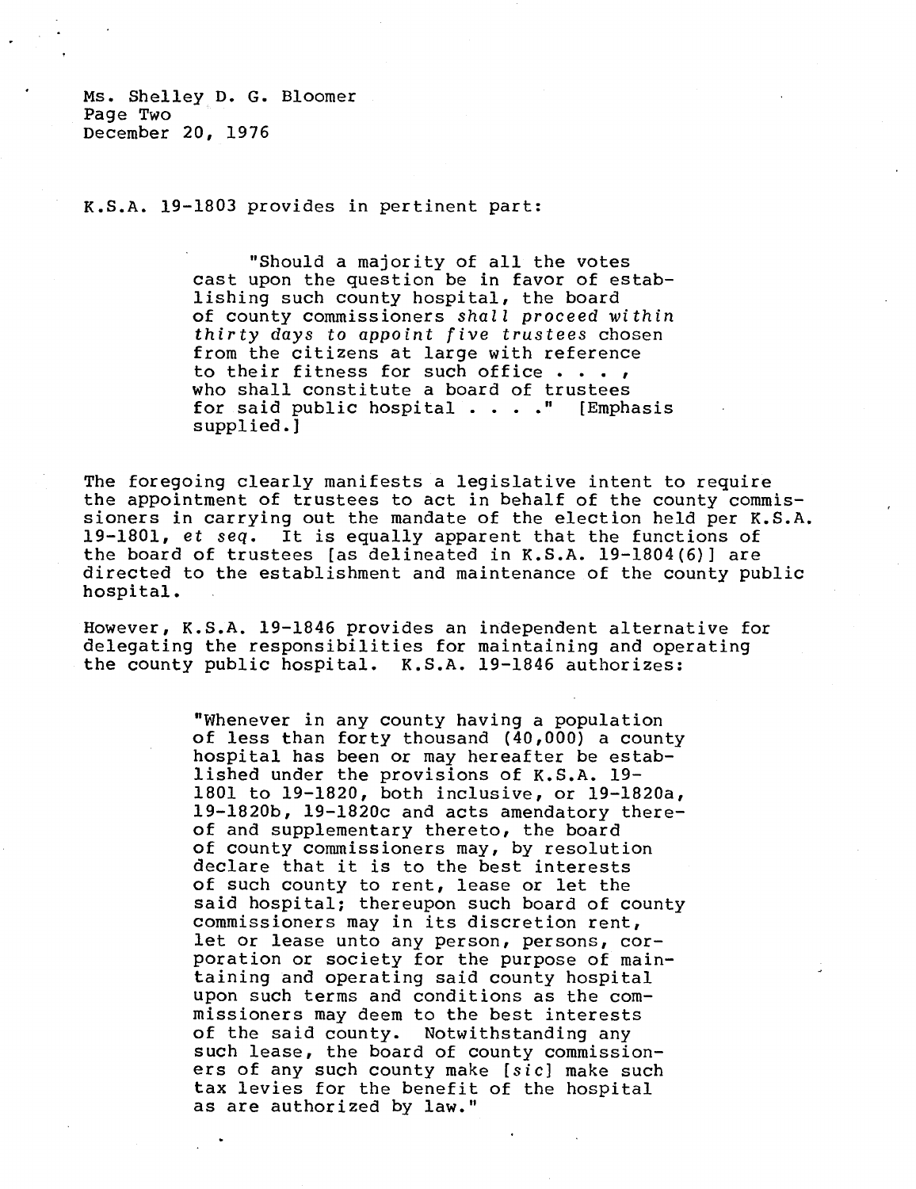K.S.A. 19-1803 provides in pertinent part:

> "Should a majority of all the votes cast upon the question be in favor of establishing such county hospital, the board of county commissioners *shall proceed within thirty days to appoint five trustees* chosen from the citizens at large with reference to their fitness for such office . . . , who shall constitute a board of trustees for said public hospital . . . ." [Emphasis supplied.]

The foregoing clearly manifests a legislative intent to require the appointment of trustees to act in behalf of the county commissioners in carrying out the mandate of the election held per K.S.A. 19-1801, *et seq.* It is equally apparent that the functions of the board of trustees [as delineated in K.S.A. 19-1804(6)] are directed to the establishment and maintenance of the county public hospital.

However, K.S.A. 19-1846 provides an independent alternative for delegating the responsibilities for maintaining and operating the county public hospital. K.S.A. 19-1846 authorizes:

> "Whenever in any county having a population of less than forty thousand (40,000) a county hospital has been or may hereafter be established under the provisions of K.S.A. 19-1801 to 19-1820, both inclusive, or 19-1820a, 19-1820b, 19-1820c and acts amendatory thereof and supplementary thereto, the board of county commissioners may, by resolution declare that it is to the best interests of such county to rent, lease or let the said hospital; thereupon such board of county commissioners may in its discretion rent, let or lease unto any person, persons, corporation or society for the purpose of maintaining and operating said county hospital upon such terms and conditions as the commissioners may deem to the best interests of the said county. Notwithstanding any such lease, the board of county commissioners of any such county make [*sic*] make such tax levies for the benefit of the hospital as are authorized by law."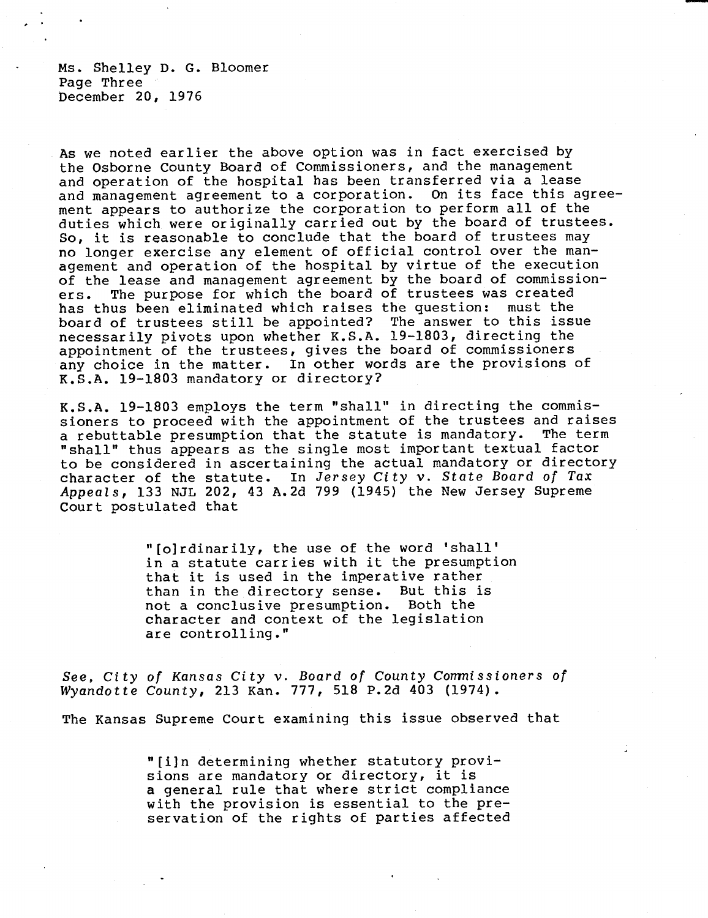As we noted earlier the above option was in fact exercised by the Osborne County Board of Commissioners, and the management and operation of the hospital has been transferred via a lease and management agreement to a corporation. On its face this agreement appears to authorize the corporation to perform all of the duties which were originally carried out by the board of trustees. So, it is reasonable to conclude that the board of trustees may no longer exercise any element of official control over the management and operation of the hospital by virtue of the execution of the lease and management agreement by the board of commissioners. The purpose for which the board of trustees was created has thus been eliminated which raises the question: must the board of trustees still be appointed? The answer to this issue necessarily pivots upon whether K.S.A. 19-1803, directing the appointment of the trustees, gives the board of commissioners any choice in the matter. In other words are the provisions of K.S.A. 19-1803 mandatory or directory?

K.S.A. 19-1803 employs the term "shall" in directing the commissioners to proceed with the appointment of the trustees and raises a rebuttable presumption that the statute is mandatory. The term "shall" thus appears as the single most important textual factor to be considered in ascertaining the actual mandatory or directory character of the statute. In *Jersey City v. State Board of Tax Appeals*, 133 NJL 202, 43 A.2d 799 (1945) the New Jersey Supreme Court postulated that

> "[o]rdinarily, the use of the word 'shall' in a statute carries with it the presumption that it is used in the imperative rather than in the directory sense. But this is not a conclusive presumption. Both the character and context of the legislation are controlling."

*See, City of Kansas City v. Board of County Commissioners of Wyandotte County*, 213 Kan. 777, 518 P.2d 403 (1974).

The Kansas Supreme Court examining this issue observed that

> "[i]n determining whether statutory provisions are mandatory or directory, it is a general rule that where strict compliance with the provision is essential to the preservation of the rights of parties affected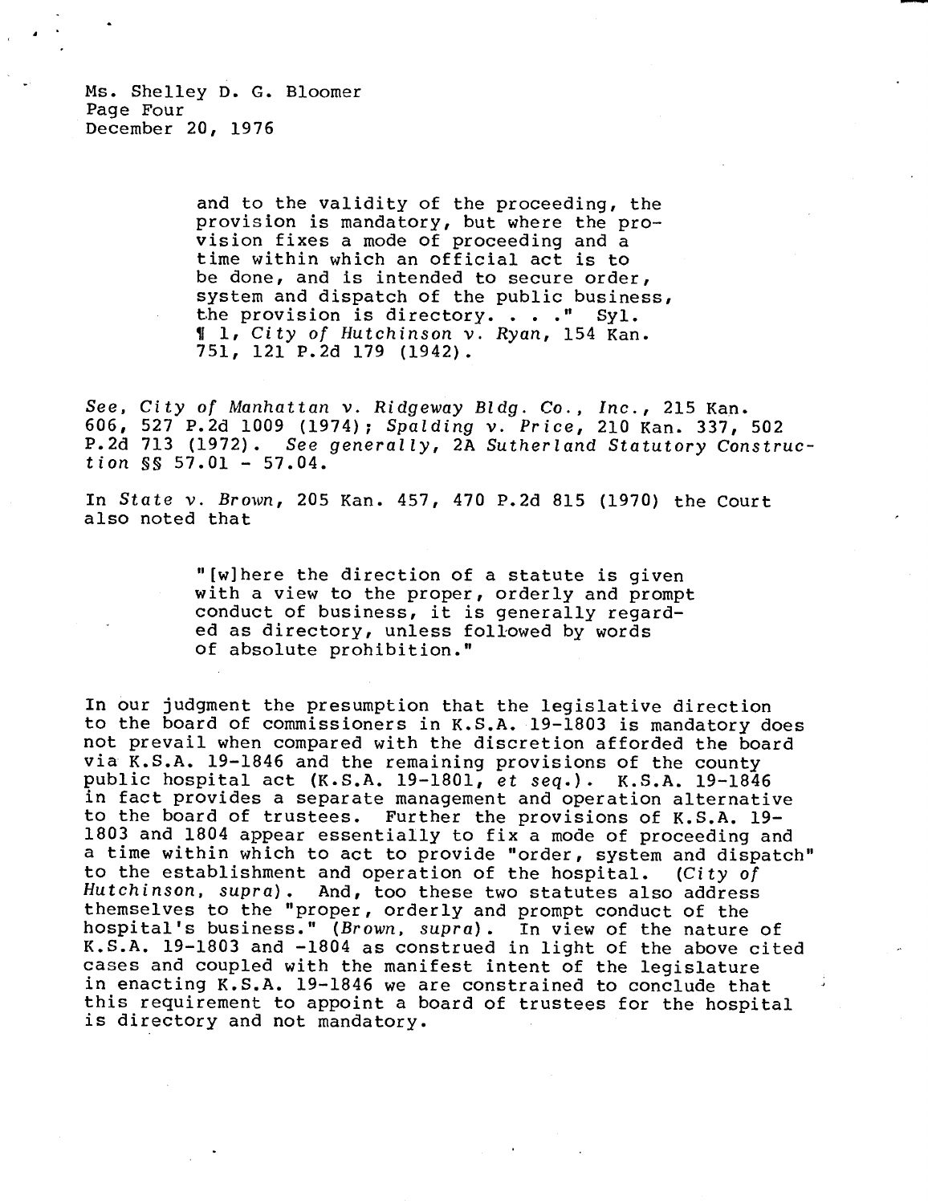Ms. Shelley D. G. Bloomer
Page Four
December 20, 1976

> and to the validity of the proceeding, the provision is mandatory, but where the provision fixes a mode of proceeding and a time within which an official act is to be done, and is intended to secure order, system and dispatch of the public business, the provision is directory. . . ." Syl. ¶ 1, *City of Hutchinson v. Ryan*, 154 Kan. 751, 121 P.2d 179 (1942).

*See*, *City of Manhattan v. Ridgeway Bldg. Co., Inc.*, 215 Kan. 606, 527 P.2d 1009 (1974); *Spalding v. Price*, 210 Kan. 337, 502 P.2d 713 (1972). *See generally*, 2A *Sutherland Statutory Construction* §§ 57.01 - 57.04.

In *State v. Brown*, 205 Kan. 457, 470 P.2d 815 (1970) the Court also noted that

> "[w]here the direction of a statute is given with a view to the proper, orderly and prompt conduct of business, it is generally regarded as directory, unless followed by words of absolute prohibition."

In our judgment the presumption that the legislative direction to the board of commissioners in K.S.A. 19-1803 is mandatory does not prevail when compared with the discretion afforded the board via K.S.A. 19-1846 and the remaining provisions of the county public hospital act (K.S.A. 19-1801, *et seq.*). K.S.A. 19-1846 in fact provides a separate management and operation alternative to the board of trustees. Further the provisions of K.S.A. 19-1803 and 1804 appear essentially to fix a mode of proceeding and a time within which to act to provide "order, system and dispatch" to the establishment and operation of the hospital. (*City of Hutchinson*, *supra*). And, too these two statutes also address themselves to the "proper, orderly and prompt conduct of the hospital's business." (*Brown*, *supra*). In view of the nature of K.S.A. 19-1803 and -1804 as construed in light of the above cited cases and coupled with the manifest intent of the legislature in enacting K.S.A. 19-1846 we are constrained to conclude that this requirement to appoint a board of trustees for the hospital is directory and not mandatory.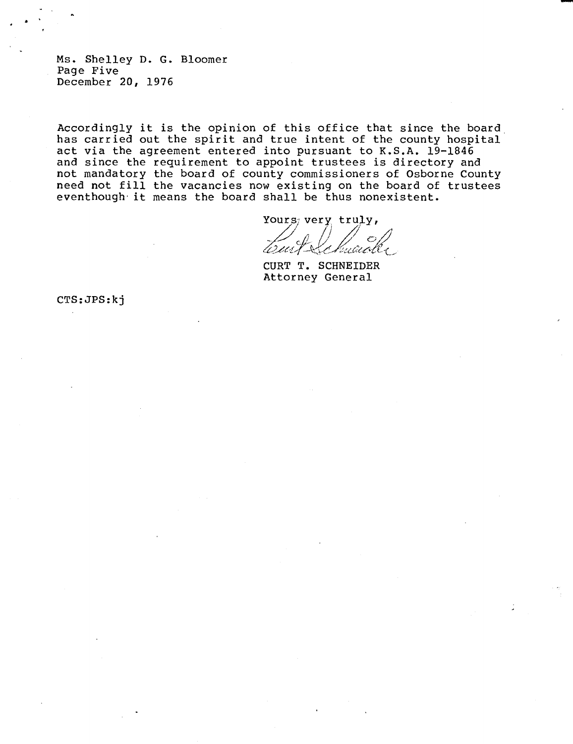Ms. Shelley D. G. Bloomer
Page Five
December 20, 1976

Accordingly it is the opinion of this office that since the board has carried out the spirit and true intent of the county hospital act via the agreement entered into pursuant to K.S.A. 19-1846 and since the requirement to appoint trustees is directory and not mandatory the board of county commissioners of Osborne County need not fill the vacancies now existing on the board of trustees eventhough it means the board shall be thus nonexistent.

Yours very truly,

CURT T. SCHNEIDER
Attorney General

CTS:JPS:kj